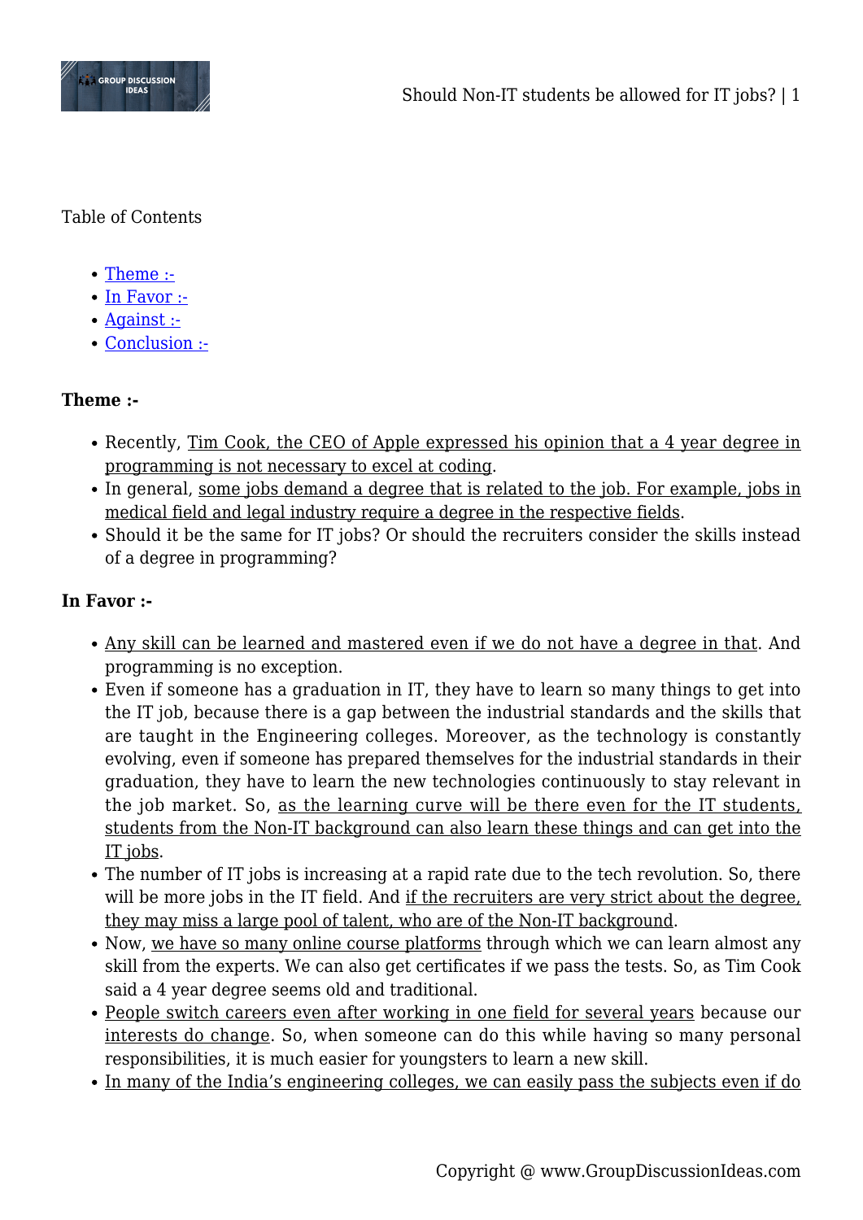Table of Contents

- Theme :-
- In Favor :-
- Against :-
- Conclusion :-

**Theme :-**

- Recently, Tim Cook, the CEO of Apple expressed his opinion that a 4 year degree in programming is not necessary to excel at coding.
- In general, some jobs demand a degree that is related to the job. For example, jobs in medical field and legal industry require a degree in the respective fields.
- Should it be the same for IT jobs? Or should the recruiters consider the skills instead of a degree in programming?

**In Favor :-**

- Any skill can be learned and mastered even if we do not have a degree in that. And programming is no exception.
- Even if someone has a graduation in IT, they have to learn so many things to get into the IT job, because there is a gap between the industrial standards and the skills that are taught in the Engineering colleges. Moreover, as the technology is constantly evolving, even if someone has prepared themselves for the industrial standards in their graduation, they have to learn the new technologies continuously to stay relevant in the job market. So, as the learning curve will be there even for the IT students, students from the Non-IT background can also learn these things and can get into the IT jobs.
- The number of IT jobs is increasing at a rapid rate due to the tech revolution. So, there will be more jobs in the IT field. And if the recruiters are very strict about the degree, they may miss a large pool of talent, who are of the Non-IT background.
- Now, we have so many online course platforms through which we can learn almost any skill from the experts. We can also get certificates if we pass the tests. So, as Tim Cook said a 4 year degree seems old and traditional.
- People switch careers even after working in one field for several years because our interests do change. So, when someone can do this while having so many personal responsibilities, it is much easier for youngsters to learn a new skill.
- In many of the India's engineering colleges, we can easily pass the subjects even if do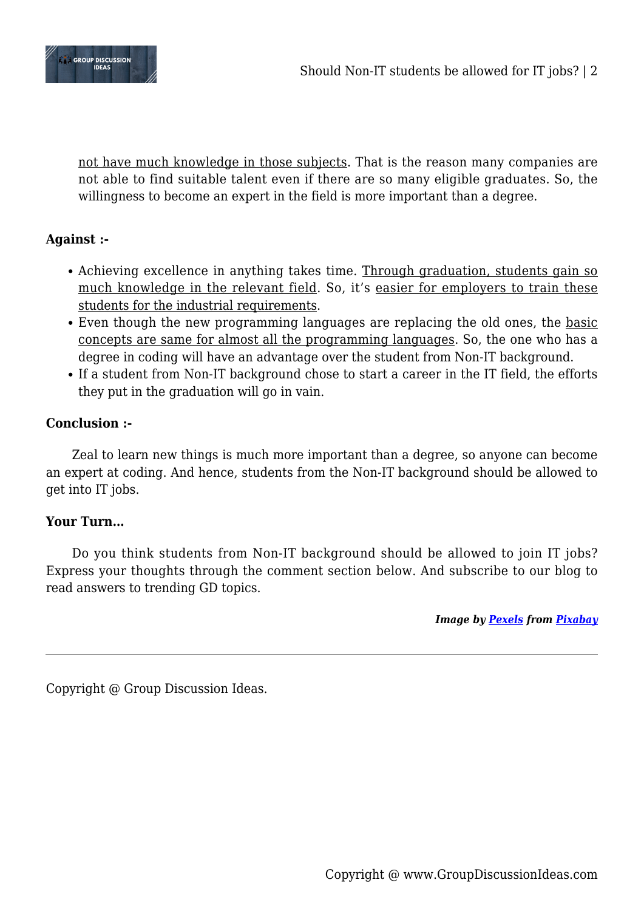not have much knowledge in those subjects. That is the reason many companies are not able to find suitable talent even if there are so many eligible graduates. So, the willingness to become an expert in the field is more important than a degree.

**Against :-**

- Achieving excellence in anything takes time. Through graduation, students gain so much knowledge in the relevant field. So, it's easier for employers to train these students for the industrial requirements.
- Even though the new programming languages are replacing the old ones, the basic concepts are same for almost all the programming languages. So, the one who has a degree in coding will have an advantage over the student from Non-IT background.
- If a student from Non-IT background chose to start a career in the IT field, the efforts they put in the graduation will go in vain.

**Conclusion :-**

Zeal to learn new things is much more important than a degree, so anyone can become an expert at coding. And hence, students from the Non-IT background should be allowed to get into IT jobs.

**Your Turn…**

Do you think students from Non-IT background should be allowed to join IT jobs? Express your thoughts through the comment section below. And subscribe to our blog to read answers to trending GD topics.

***Image by Pexels from Pixabay***

---

Copyright @ Group Discussion Ideas.